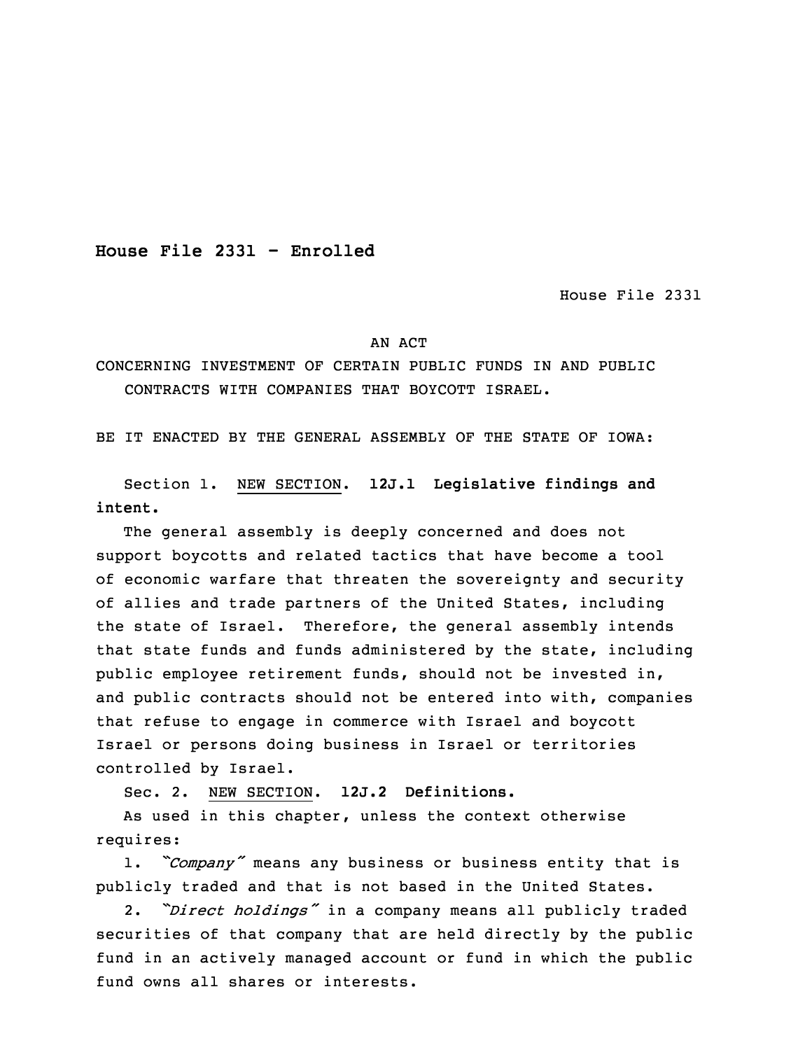**House File 2331 - Enrolled**

House File 2331

AN ACT

CONCERNING INVESTMENT OF CERTAIN PUBLIC FUNDS IN AND PUBLIC CONTRACTS WITH COMPANIES THAT BOYCOTT ISRAEL.

BE IT ENACTED BY THE GENERAL ASSEMBLY OF THE STATE OF IOWA:

Section 1. NEW SECTION. **12J.1 Legislative findings and intent.**

The general assembly is deeply concerned and does not support boycotts and related tactics that have become a tool of economic warfare that threaten the sovereignty and security of allies and trade partners of the United States, including the state of Israel. Therefore, the general assembly intends that state funds and funds administered by the state, including public employee retirement funds, should not be invested in, and public contracts should not be entered into with, companies that refuse to engage in commerce with Israel and boycott Israel or persons doing business in Israel or territories controlled by Israel.

Sec. 2. NEW SECTION. **12J.2 Definitions.**

As used in this chapter, unless the context otherwise requires:

1. *"Company"* means any business or business entity that is publicly traded and that is not based in the United States.

2. *"Direct holdings"* in a company means all publicly traded securities of that company that are held directly by the public fund in an actively managed account or fund in which the public fund owns all shares or interests.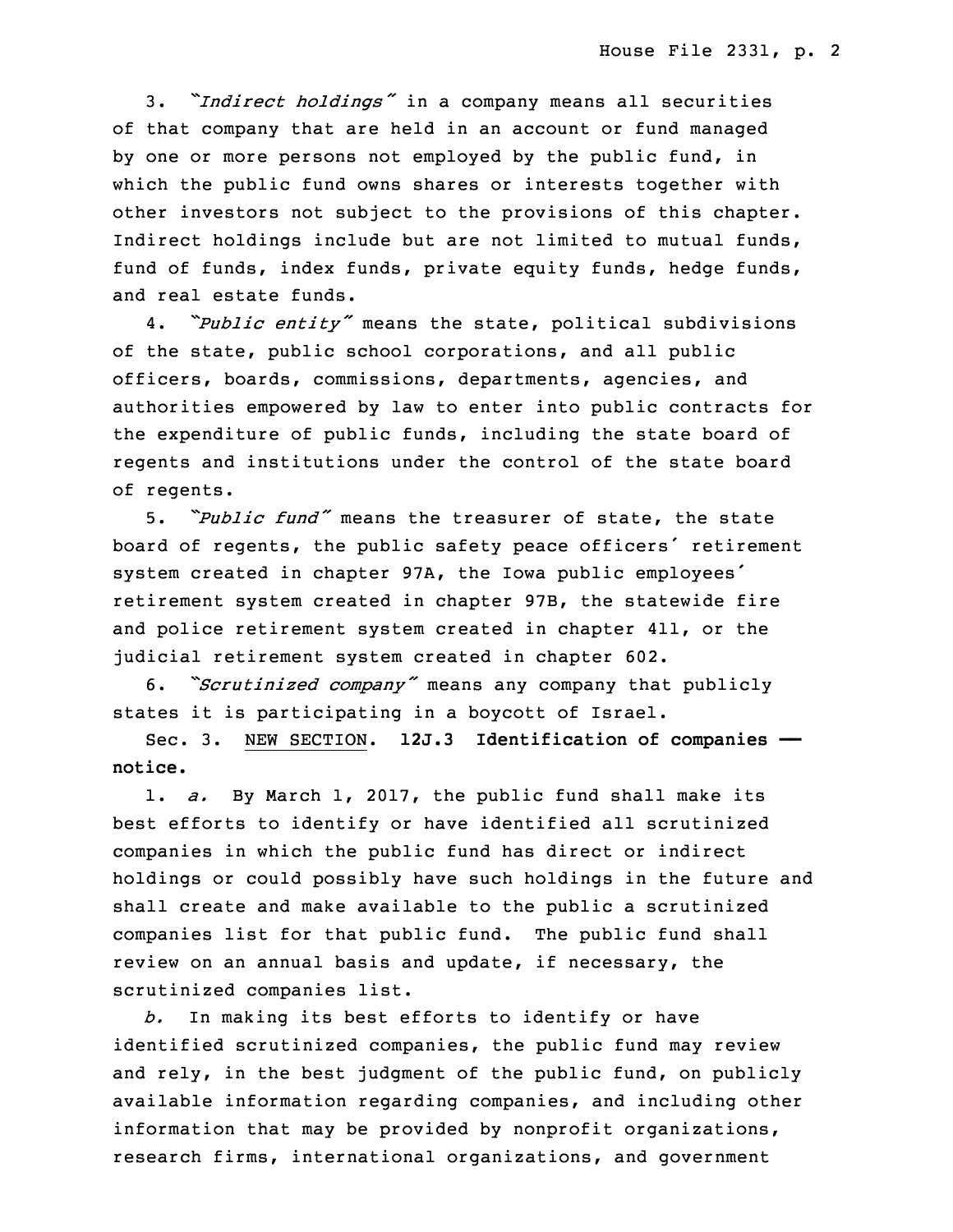3. *"Indirect holdings"* in a company means all securities of that company that are held in an account or fund managed by one or more persons not employed by the public fund, in which the public fund owns shares or interests together with other investors not subject to the provisions of this chapter. Indirect holdings include but are not limited to mutual funds, fund of funds, index funds, private equity funds, hedge funds, and real estate funds.

4. *"Public entity"* means the state, political subdivisions of the state, public school corporations, and all public officers, boards, commissions, departments, agencies, and authorities empowered by law to enter into public contracts for the expenditure of public funds, including the state board of regents and institutions under the control of the state board of regents.

5. *"Public fund"* means the treasurer of state, the state board of regents, the public safety peace officers' retirement system created in chapter 97A, the Iowa public employees' retirement system created in chapter 97B, the statewide fire and police retirement system created in chapter 411, or the judicial retirement system created in chapter 602.

6. *"Scrutinized company"* means any company that publicly states it is participating in a boycott of Israel.

Sec. 3. NEW SECTION. **12J.3 Identification of companies — notice.**

1. *a.* By March 1, 2017, the public fund shall make its best efforts to identify or have identified all scrutinized companies in which the public fund has direct or indirect holdings or could possibly have such holdings in the future and shall create and make available to the public a scrutinized companies list for that public fund. The public fund shall review on an annual basis and update, if necessary, the scrutinized companies list.

*b.* In making its best efforts to identify or have identified scrutinized companies, the public fund may review and rely, in the best judgment of the public fund, on publicly available information regarding companies, and including other information that may be provided by nonprofit organizations, research firms, international organizations, and government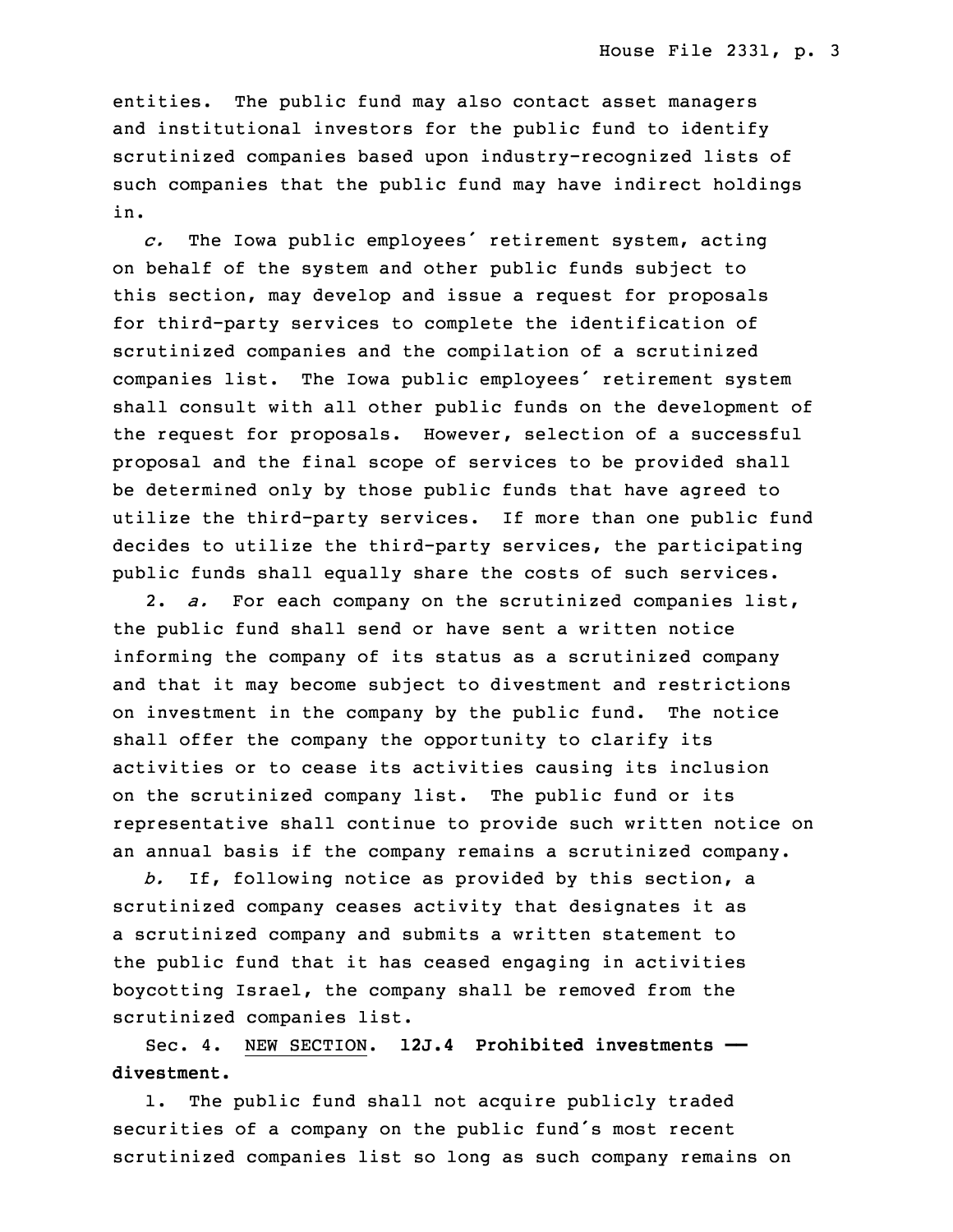entities. The public fund may also contact asset managers and institutional investors for the public fund to identify scrutinized companies based upon industry-recognized lists of such companies that the public fund may have indirect holdings in.

*c.* The Iowa public employees' retirement system, acting on behalf of the system and other public funds subject to this section, may develop and issue a request for proposals for third-party services to complete the identification of scrutinized companies and the compilation of a scrutinized companies list. The Iowa public employees' retirement system shall consult with all other public funds on the development of the request for proposals. However, selection of a successful proposal and the final scope of services to be provided shall be determined only by those public funds that have agreed to utilize the third-party services. If more than one public fund decides to utilize the third-party services, the participating public funds shall equally share the costs of such services.

2. *a.* For each company on the scrutinized companies list, the public fund shall send or have sent a written notice informing the company of its status as a scrutinized company and that it may become subject to divestment and restrictions on investment in the company by the public fund. The notice shall offer the company the opportunity to clarify its activities or to cease its activities causing its inclusion on the scrutinized company list. The public fund or its representative shall continue to provide such written notice on an annual basis if the company remains a scrutinized company.

*b.* If, following notice as provided by this section, a scrutinized company ceases activity that designates it as a scrutinized company and submits a written statement to the public fund that it has ceased engaging in activities boycotting Israel, the company shall be removed from the scrutinized companies list.

Sec. 4. NEW SECTION. **12J.4 Prohibited investments — divestment.**

1. The public fund shall not acquire publicly traded securities of a company on the public fund's most recent scrutinized companies list so long as such company remains on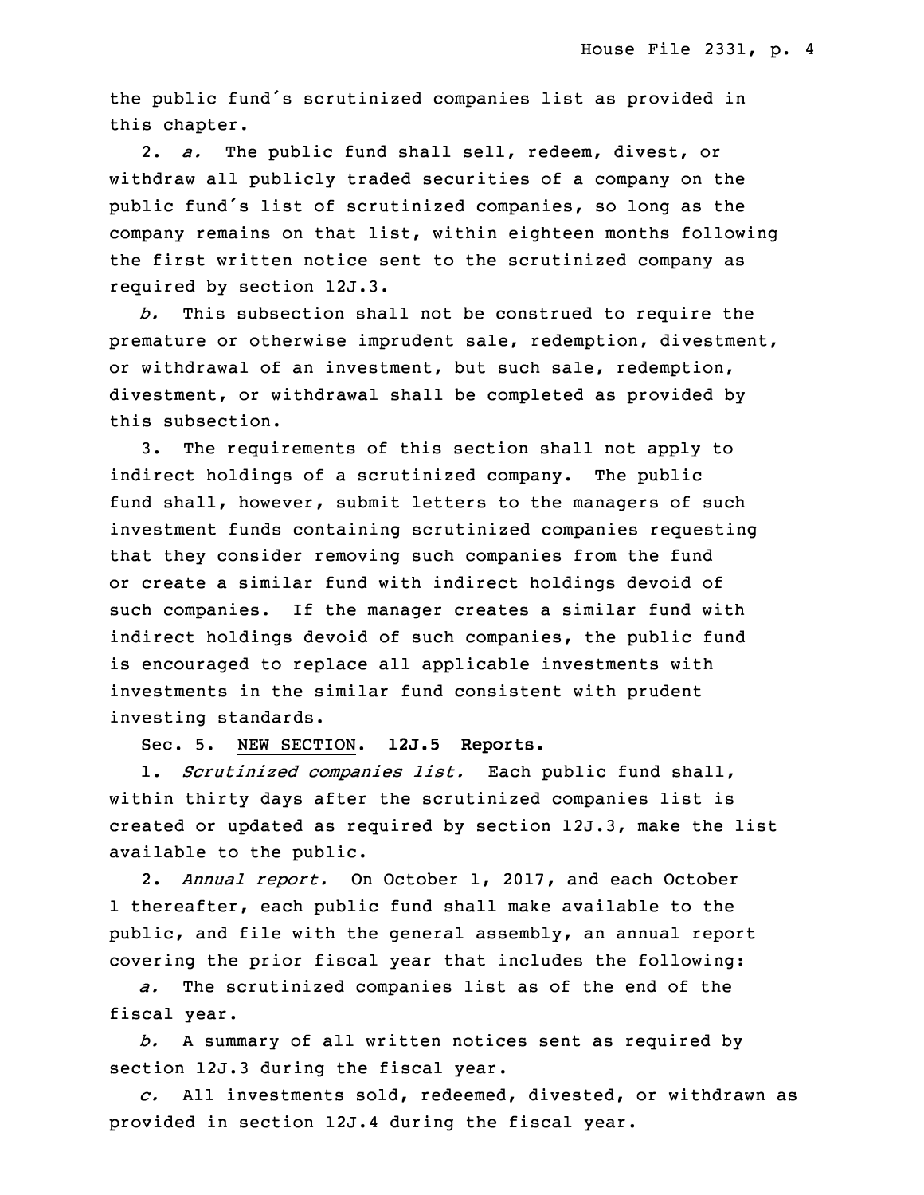the public fund's scrutinized companies list as provided in this chapter.

2. *a.* The public fund shall sell, redeem, divest, or withdraw all publicly traded securities of a company on the public fund's list of scrutinized companies, so long as the company remains on that list, within eighteen months following the first written notice sent to the scrutinized company as required by section 12J.3.

*b.* This subsection shall not be construed to require the premature or otherwise imprudent sale, redemption, divestment, or withdrawal of an investment, but such sale, redemption, divestment, or withdrawal shall be completed as provided by this subsection.

3. The requirements of this section shall not apply to indirect holdings of a scrutinized company. The public fund shall, however, submit letters to the managers of such investment funds containing scrutinized companies requesting that they consider removing such companies from the fund or create a similar fund with indirect holdings devoid of such companies. If the manager creates a similar fund with indirect holdings devoid of such companies, the public fund is encouraged to replace all applicable investments with investments in the similar fund consistent with prudent investing standards.

Sec. 5. NEW SECTION. **12J.5 Reports.**

1. *Scrutinized companies list.* Each public fund shall, within thirty days after the scrutinized companies list is created or updated as required by section 12J.3, make the list available to the public.

2. *Annual report.* On October 1, 2017, and each October 1 thereafter, each public fund shall make available to the public, and file with the general assembly, an annual report covering the prior fiscal year that includes the following:

*a.* The scrutinized companies list as of the end of the fiscal year.

*b.* A summary of all written notices sent as required by section 12J.3 during the fiscal year.

*c.* All investments sold, redeemed, divested, or withdrawn as provided in section 12J.4 during the fiscal year.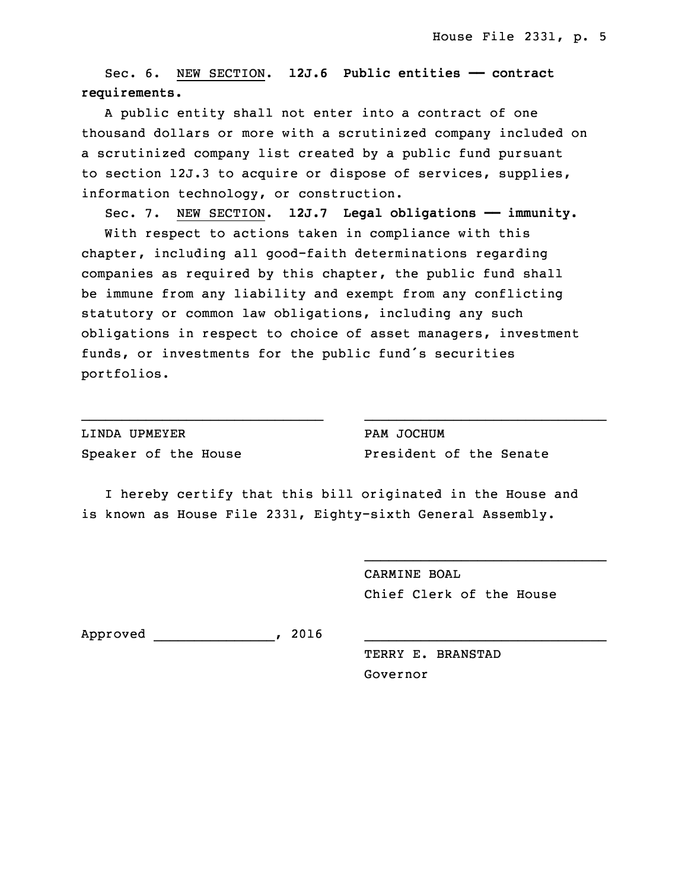Sec. 6. NEW SECTION. **12J.6 Public entities —— contract requirements.**

A public entity shall not enter into a contract of one thousand dollars or more with a scrutinized company included on a scrutinized company list created by a public fund pursuant to section 12J.3 to acquire or dispose of services, supplies, information technology, or construction.

Sec. 7. NEW SECTION. **12J.7 Legal obligations —— immunity.**

With respect to actions taken in compliance with this chapter, including all good-faith determinations regarding companies as required by this chapter, the public fund shall be immune from any liability and exempt from any conflicting statutory or common law obligations, including any such obligations in respect to choice of asset managers, investment funds, or investments for the public fund's securities portfolios.

______________________________
LINDA UPMEYER
Speaker of the House

______________________________
PAM JOCHUM
President of the Senate

I hereby certify that this bill originated in the House and is known as House File 2331, Eighty-sixth General Assembly.

______________________________
CARMINE BOAL
Chief Clerk of the House

Approved _______________, 2016

______________________________
TERRY E. BRANSTAD
Governor